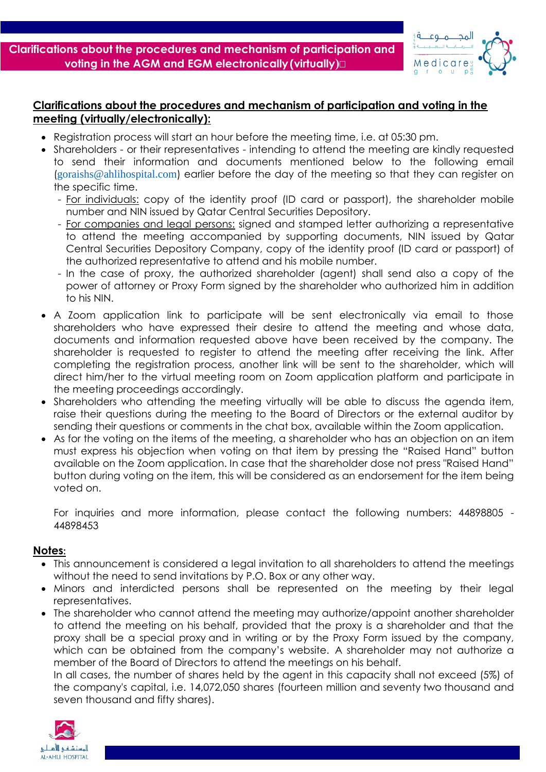# Clarifications about the procedures and mechanism of participation and voting in the AGM and EGM electronically (virtually)

## Clarifications about the procedures and mechanism of participation and voting in the meeting (virtually/electronically):

- Registration process will start an hour before the meeting time, i.e. at 05:30 pm.
- Shareholders - or their representatives - intending to attend the meeting are kindly requested to send their information and documents mentioned below to the following email (goraishs@ahlihospital.com) earlier before the day of the meeting so that they can register on the specific time.
  - For individuals: copy of the identity proof (ID card or passport), the shareholder mobile number and NIN issued by Qatar Central Securities Depository.
  - For companies and legal persons: signed and stamped letter authorizing a representative to attend the meeting accompanied by supporting documents, NIN issued by Qatar Central Securities Depository Company, copy of the identity proof (ID card or passport) of the authorized representative to attend and his mobile number.
  - In the case of proxy, the authorized shareholder (agent) shall send also a copy of the power of attorney or Proxy Form signed by the shareholder who authorized him in addition to his NIN.
- A Zoom application link to participate will be sent electronically via email to those shareholders who have expressed their desire to attend the meeting and whose data, documents and information requested above have been received by the company. The shareholder is requested to register to attend the meeting after receiving the link. After completing the registration process, another link will be sent to the shareholder, which will direct him/her to the virtual meeting room on Zoom application platform and participate in the meeting proceedings accordingly.
- Shareholders who attending the meeting virtually will be able to discuss the agenda item, raise their questions during the meeting to the Board of Directors or the external auditor by sending their questions or comments in the chat box, available within the Zoom application.
- As for the voting on the items of the meeting, a shareholder who has an objection on an item must express his objection when voting on that item by pressing the "Raised Hand" button available on the Zoom application. In case that the shareholder dose not press "Raised Hand" button during voting on the item, this will be considered as an endorsement for the item being voted on.

  For inquiries and more information, please contact the following numbers: 44898805 - 44898453

**Notes:**

- This announcement is considered a legal invitation to all shareholders to attend the meetings without the need to send invitations by P.O. Box or any other way.
- Minors and interdicted persons shall be represented on the meeting by their legal representatives.
- The shareholder who cannot attend the meeting may authorize/appoint another shareholder to attend the meeting on his behalf, provided that the proxy is a shareholder and that the proxy shall be a special proxy and in writing or by the Proxy Form issued by the company, which can be obtained from the company's website. A shareholder may not authorize a member of the Board of Directors to attend the meetings on his behalf.

  In all cases, the number of shares held by the agent in this capacity shall not exceed (5%) of the company's capital, i.e. 14,072,050 shares (fourteen million and seventy two thousand and seven thousand and fifty shares).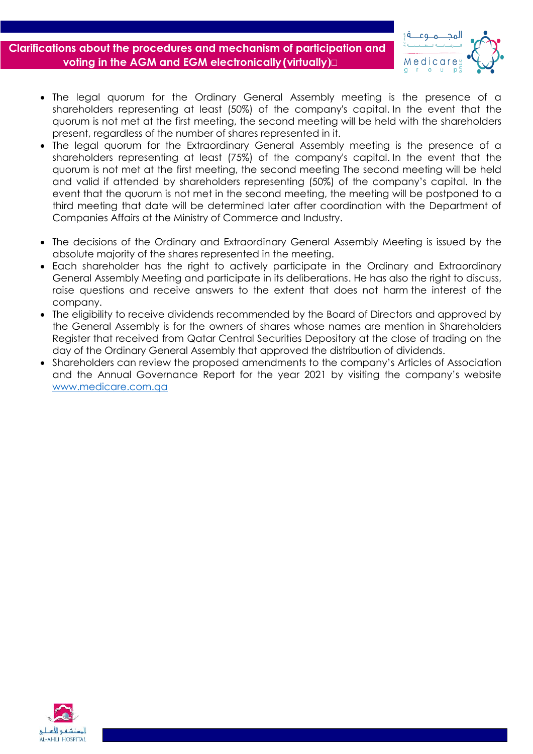## Clarifications about the procedures and mechanism of participation and voting in the AGM and EGM electronically (virtually)

- The legal quorum for the Ordinary General Assembly meeting is the presence of a shareholders representing at least (50%) of the company's capital. In the event that the quorum is not met at the first meeting, the second meeting will be held with the shareholders present, regardless of the number of shares represented in it.
- The legal quorum for the Extraordinary General Assembly meeting is the presence of a shareholders representing at least (75%) of the company's capital. In the event that the quorum is not met at the first meeting, the second meeting The second meeting will be held and valid if attended by shareholders representing (50%) of the company's capital. In the event that the quorum is not met in the second meeting, the meeting will be postponed to a third meeting that date will be determined later after coordination with the Department of Companies Affairs at the Ministry of Commerce and Industry.
- The decisions of the Ordinary and Extraordinary General Assembly Meeting is issued by the absolute majority of the shares represented in the meeting.
- Each shareholder has the right to actively participate in the Ordinary and Extraordinary General Assembly Meeting and participate in its deliberations. He has also the right to discuss, raise questions and receive answers to the extent that does not harm the interest of the company.
- The eligibility to receive dividends recommended by the Board of Directors and approved by the General Assembly is for the owners of shares whose names are mention in Shareholders Register that received from Qatar Central Securities Depository at the close of trading on the day of the Ordinary General Assembly that approved the distribution of dividends.
- Shareholders can review the proposed amendments to the company's Articles of Association and the Annual Governance Report for the year 2021 by visiting the company's website www.medicare.com.qa